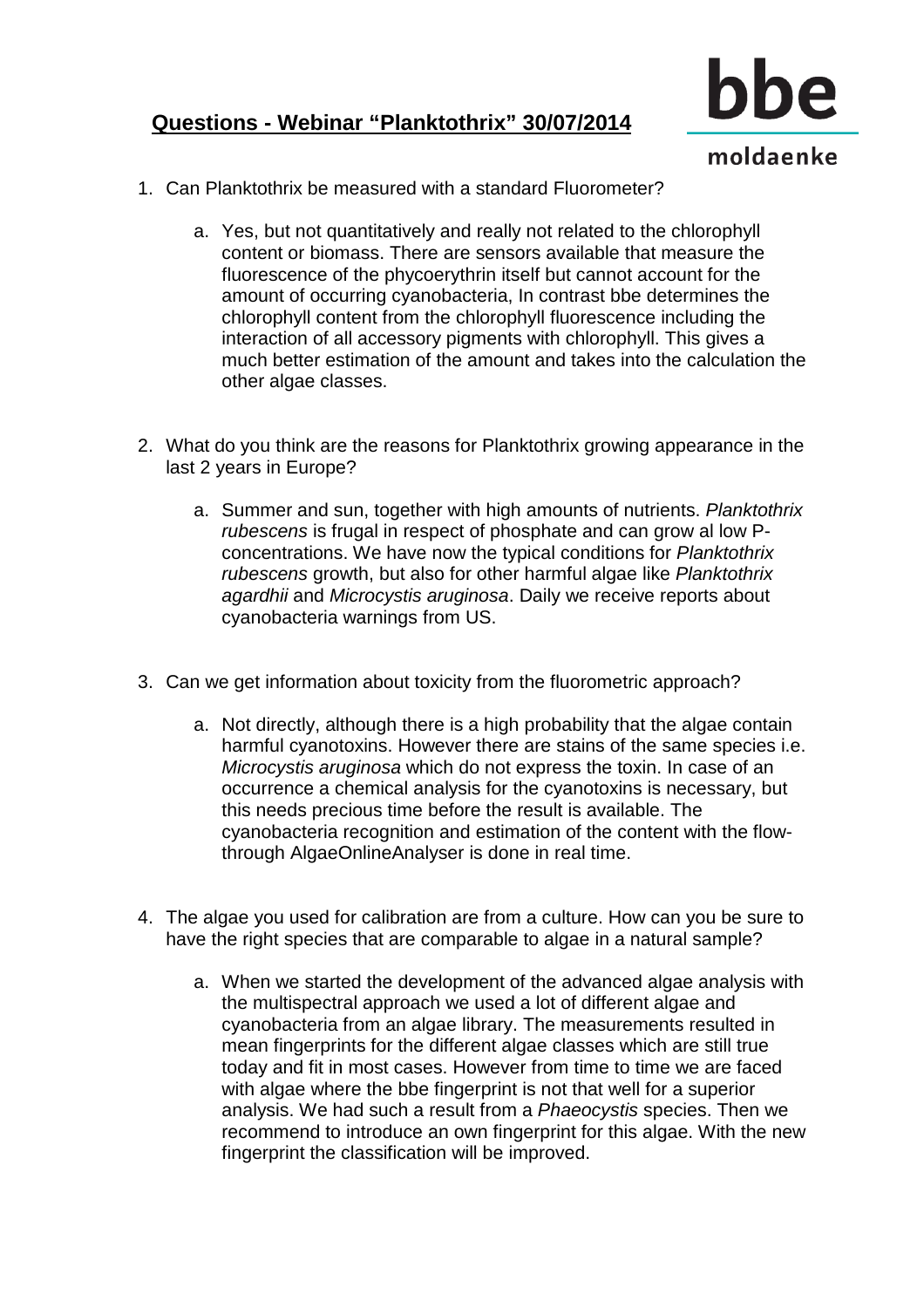# Questions - Webinar "Planktothrix" 30/07/2014

bbe moldaenke

1. Can Planktothrix be measured with a standard Fluorometer?

   a. Yes, but not quantitatively and really not related to the chlorophyll content or biomass. There are sensors available that measure the fluorescence of the phycoerythrin itself but cannot account for the amount of occurring cyanobacteria, In contrast bbe determines the chlorophyll content from the chlorophyll fluorescence including the interaction of all accessory pigments with chlorophyll. This gives a much better estimation of the amount and takes into the calculation the other algae classes.

2. What do you think are the reasons for Planktothrix growing appearance in the last 2 years in Europe?

   a. Summer and sun, together with high amounts of nutrients. *Planktothrix rubescens* is frugal in respect of phosphate and can grow al low P-concentrations. We have now the typical conditions for *Planktothrix rubescens* growth, but also for other harmful algae like *Planktothrix agardhii* and *Microcystis aruginosa*. Daily we receive reports about cyanobacteria warnings from US.

3. Can we get information about toxicity from the fluorometric approach?

   a. Not directly, although there is a high probability that the algae contain harmful cyanotoxins. However there are stains of the same species i.e. *Microcystis aruginosa* which do not express the toxin. In case of an occurrence a chemical analysis for the cyanotoxins is necessary, but this needs precious time before the result is available. The cyanobacteria recognition and estimation of the content with the flow-through AlgaeOnlineAnalyser is done in real time.

4. The algae you used for calibration are from a culture. How can you be sure to have the right species that are comparable to algae in a natural sample?

   a. When we started the development of the advanced algae analysis with the multispectral approach we used a lot of different algae and cyanobacteria from an algae library. The measurements resulted in mean fingerprints for the different algae classes which are still true today and fit in most cases. However from time to time we are faced with algae where the bbe fingerprint is not that well for a superior analysis. We had such a result from a *Phaeocystis* species. Then we recommend to introduce an own fingerprint for this algae. With the new fingerprint the classification will be improved.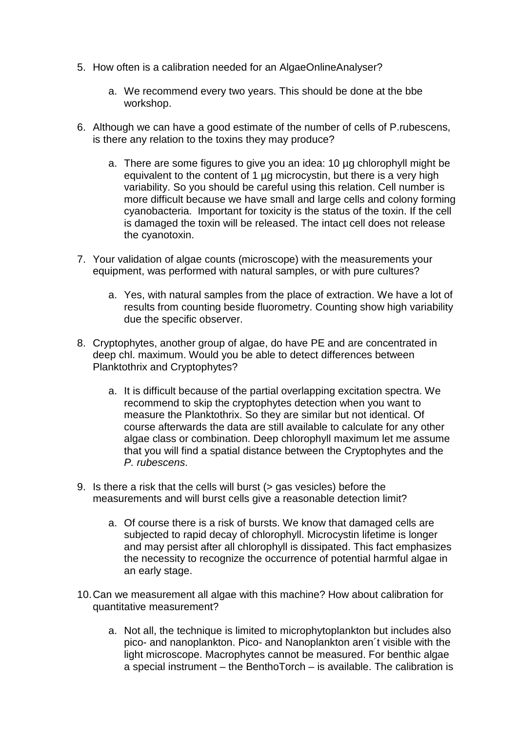5. How often is a calibration needed for an AlgaeOnlineAnalyser?

    a. We recommend every two years. This should be done at the bbe workshop.

6. Although we can have a good estimate of the number of cells of P.rubescens, is there any relation to the toxins they may produce?

    a. There are some figures to give you an idea: 10 µg chlorophyll might be equivalent to the content of 1 µg microcystin, but there is a very high variability. So you should be careful using this relation. Cell number is more difficult because we have small and large cells and colony forming cyanobacteria. Important for toxicity is the status of the toxin. If the cell is damaged the toxin will be released. The intact cell does not release the cyanotoxin.

7. Your validation of algae counts (microscope) with the measurements your equipment, was performed with natural samples, or with pure cultures?

    a. Yes, with natural samples from the place of extraction. We have a lot of results from counting beside fluorometry. Counting show high variability due the specific observer.

8. Cryptophytes, another group of algae, do have PE and are concentrated in deep chl. maximum. Would you be able to detect differences between Planktothrix and Cryptophytes?

    a. It is difficult because of the partial overlapping excitation spectra. We recommend to skip the cryptophytes detection when you want to measure the Planktothrix. So they are similar but not identical. Of course afterwards the data are still available to calculate for any other algae class or combination. Deep chlorophyll maximum let me assume that you will find a spatial distance between the Cryptophytes and the *P. rubescens*.

9. Is there a risk that the cells will burst (> gas vesicles) before the measurements and will burst cells give a reasonable detection limit?

    a. Of course there is a risk of bursts. We know that damaged cells are subjected to rapid decay of chlorophyll. Microcystin lifetime is longer and may persist after all chlorophyll is dissipated. This fact emphasizes the necessity to recognize the occurrence of potential harmful algae in an early stage.

10. Can we measurement all algae with this machine? How about calibration for quantitative measurement?

    a. Not all, the technique is limited to microphytoplankton but includes also pico- and nanoplankton. Pico- and Nanoplankton aren´t visible with the light microscope. Macrophytes cannot be measured. For benthic algae a special instrument – the BenthoTorch – is available. The calibration is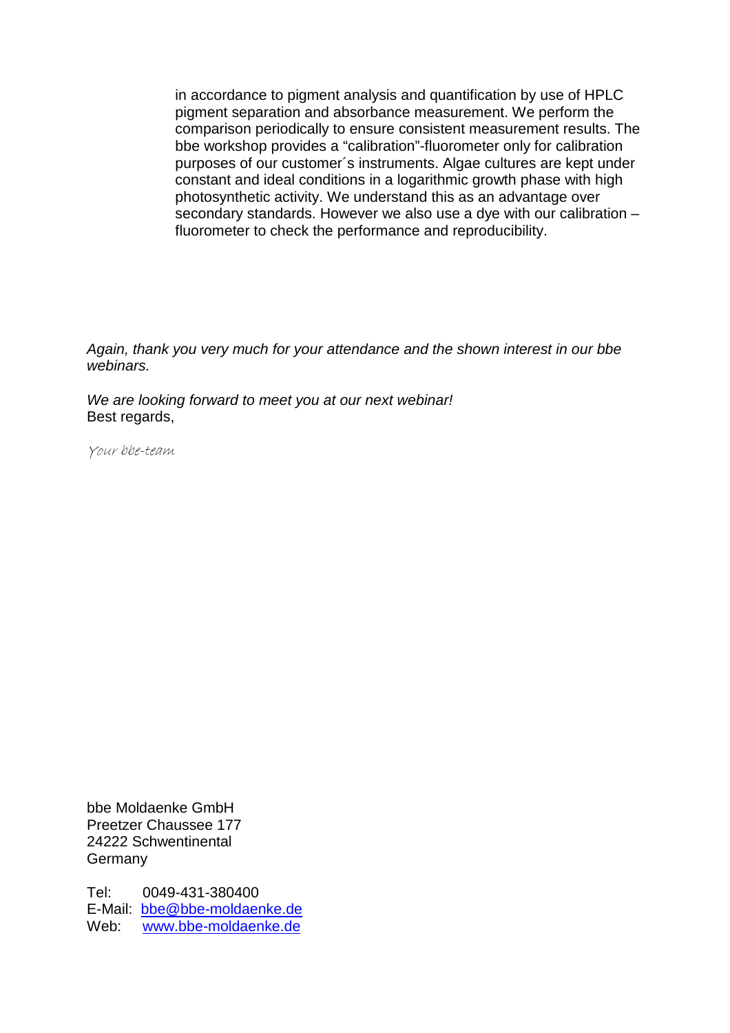in accordance to pigment analysis and quantification by use of HPLC pigment separation and absorbance measurement. We perform the comparison periodically to ensure consistent measurement results. The bbe workshop provides a “calibration”-fluorometer only for calibration purposes of our customer´s instruments. Algae cultures are kept under constant and ideal conditions in a logarithmic growth phase with high photosynthetic activity. We understand this as an advantage over secondary standards. However we also use a dye with our calibration – fluorometer to check the performance and reproducibility.

*Again, thank you very much for your attendance and the shown interest in our bbe webinars.*

*We are looking forward to meet you at our next webinar!*
Best regards,

*Your bbe-team*

bbe Moldaenke GmbH
Preetzer Chaussee 177
24222 Schwentinental
Germany

Tel: 0049-431-380400
E-Mail: [bbe@bbe-moldaenke.de](mailto:bbe@bbe-moldaenke.de)
Web: [www.bbe-moldaenke.de](http://www.bbe-moldaenke.de)